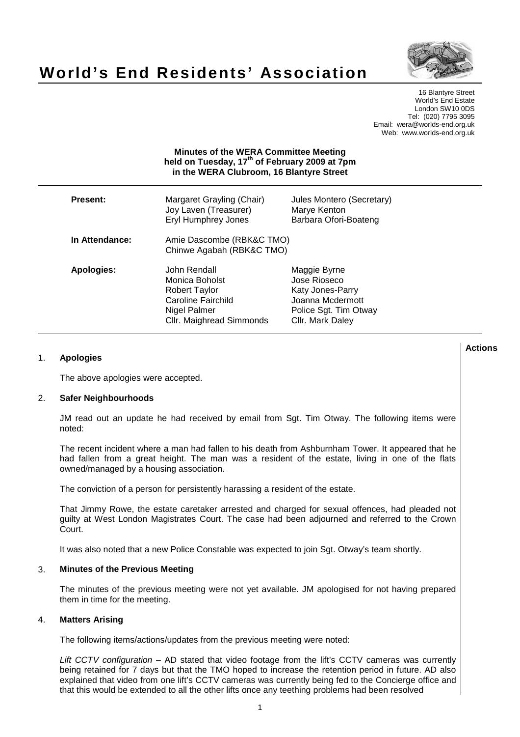# World's End Residents' Association

16 Blantyre Street
World's End Estate
London SW10 0DS
Tel: (020) 7795 3095
Email: wera@worlds-end.org.uk
Web: www.worlds-end.org.uk

**Minutes of the WERA Committee Meeting**
**held on Tuesday, 17th of February 2009 at 7pm**
**in the WERA Clubroom, 16 Blantyre Street**

| | | |
|---|---|---|
| **Present:** | Margaret Grayling (Chair) | Jules Montero (Secretary) |
| | Joy Laven (Treasurer) | Marye Kenton |
| | Eryl Humphrey Jones | Barbara Ofori-Boateng |
| **In Attendance:** | Amie Dascombe (RBK&C TMO) | |
| | Chinwe Agabah (RBK&C TMO) | |
| **Apologies:** | John Rendall | Maggie Byrne |
| | Monica Boholst | Jose Rioseco |
| | Robert Taylor | Katy Jones-Parry |
| | Caroline Fairchild | Joanna Mcdermott |
| | Nigel Palmer | Police Sgt. Tim Otway |
| | Cllr. Maighread Simmonds | Cllr. Mark Daley |

**Actions**

1. **Apologies**

The above apologies were accepted.

2. **Safer Neighbourhoods**

JM read out an update he had received by email from Sgt. Tim Otway. The following items were noted:

The recent incident where a man had fallen to his death from Ashburnham Tower. It appeared that he had fallen from a great height. The man was a resident of the estate, living in one of the flats owned/managed by a housing association.

The conviction of a person for persistently harassing a resident of the estate.

That Jimmy Rowe, the estate caretaker arrested and charged for sexual offences, had pleaded not guilty at West London Magistrates Court. The case had been adjourned and referred to the Crown Court.

It was also noted that a new Police Constable was expected to join Sgt. Otway's team shortly.

3. **Minutes of the Previous Meeting**

The minutes of the previous meeting were not yet available. JM apologised for not having prepared them in time for the meeting.

4. **Matters Arising**

The following items/actions/updates from the previous meeting were noted:

*Lift CCTV configuration* – AD stated that video footage from the lift's CCTV cameras was currently being retained for 7 days but that the TMO hoped to increase the retention period in future. AD also explained that video from one lift's CCTV cameras was currently being fed to the Concierge office and that this would be extended to all the other lifts once any teething problems had been resolved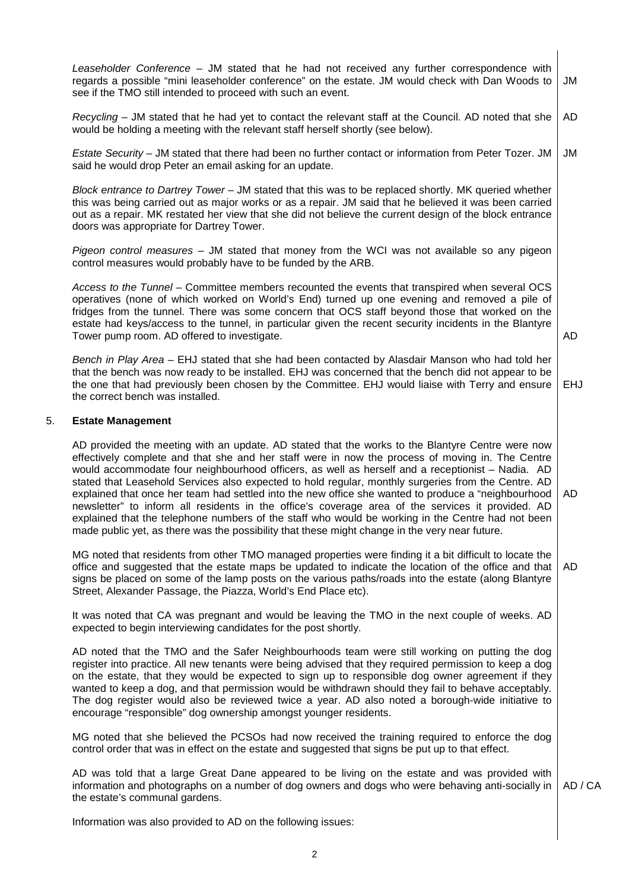*Leaseholder Conference* – JM stated that he had not received any further correspondence with regards a possible "mini leaseholder conference" on the estate. JM would check with Dan Woods to see if the TMO still intended to proceed with such an event. **JM**

*Recycling* – JM stated that he had yet to contact the relevant staff at the Council. AD noted that she would be holding a meeting with the relevant staff herself shortly (see below). **AD**

*Estate Security* – JM stated that there had been no further contact or information from Peter Tozer. JM said he would drop Peter an email asking for an update. **JM**

*Block entrance to Dartrey Tower* – JM stated that this was to be replaced shortly. MK queried whether this was being carried out as major works or as a repair. JM said that he believed it was been carried out as a repair. MK restated her view that she did not believe the current design of the block entrance doors was appropriate for Dartrey Tower.

*Pigeon control measures* – JM stated that money from the WCI was not available so any pigeon control measures would probably have to be funded by the ARB.

*Access to the Tunnel* – Committee members recounted the events that transpired when several OCS operatives (none of which worked on World's End) turned up one evening and removed a pile of fridges from the tunnel. There was some concern that OCS staff beyond those that worked on the estate had keys/access to the tunnel, in particular given the recent security incidents in the Blantyre Tower pump room. AD offered to investigate. **AD**

*Bench in Play Area* – EHJ stated that she had been contacted by Alasdair Manson who had told her that the bench was now ready to be installed. EHJ was concerned that the bench did not appear to be the one that had previously been chosen by the Committee. EHJ would liaise with Terry and ensure the correct bench was installed. **EHJ**

## 5. Estate Management

AD provided the meeting with an update. AD stated that the works to the Blantyre Centre were now effectively complete and that she and her staff were in now the process of moving in. The Centre would accommodate four neighbourhood officers, as well as herself and a receptionist – Nadia. AD stated that Leasehold Services also expected to hold regular, monthly surgeries from the Centre. AD explained that once her team had settled into the new office she wanted to produce a "neighbourhood newsletter" to inform all residents in the office's coverage area of the services it provided. AD explained that the telephone numbers of the staff who would be working in the Centre had not been made public yet, as there was the possibility that these might change in the very near future. **AD**

MG noted that residents from other TMO managed properties were finding it a bit difficult to locate the office and suggested that the estate maps be updated to indicate the location of the office and that signs be placed on some of the lamp posts on the various paths/roads into the estate (along Blantyre Street, Alexander Passage, the Piazza, World's End Place etc). **AD**

It was noted that CA was pregnant and would be leaving the TMO in the next couple of weeks. AD expected to begin interviewing candidates for the post shortly.

AD noted that the TMO and the Safer Neighbourhoods team were still working on putting the dog register into practice. All new tenants were being advised that they required permission to keep a dog on the estate, that they would be expected to sign up to responsible dog owner agreement if they wanted to keep a dog, and that permission would be withdrawn should they fail to behave acceptably. The dog register would also be reviewed twice a year. AD also noted a borough-wide initiative to encourage "responsible" dog ownership amongst younger residents.

MG noted that she believed the PCSOs had now received the training required to enforce the dog control order that was in effect on the estate and suggested that signs be put up to that effect.

AD was told that a large Great Dane appeared to be living on the estate and was provided with information and photographs on a number of dog owners and dogs who were behaving anti-socially in the estate's communal gardens. **AD / CA**

Information was also provided to AD on the following issues: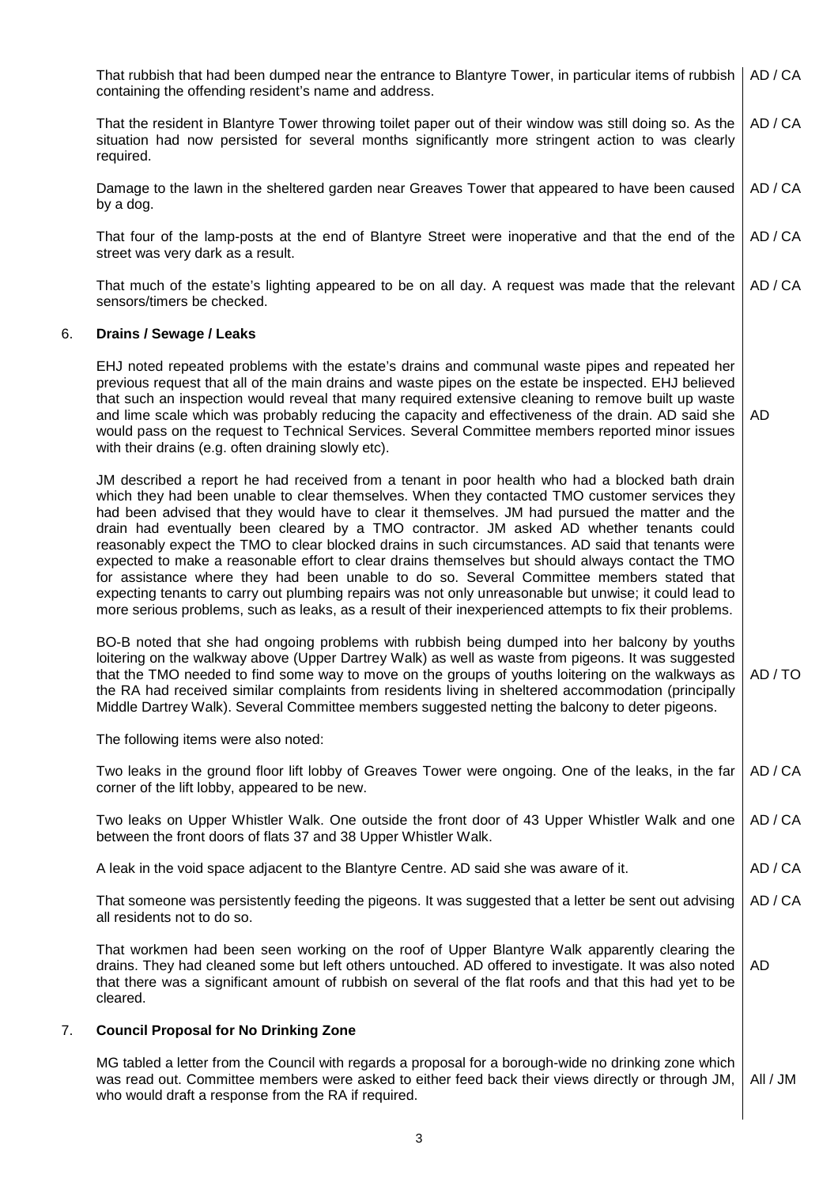| | | |
|---|---|---|
| | That rubbish that had been dumped near the entrance to Blantyre Tower, in particular items of rubbish containing the offending resident's name and address. | AD / CA |
| | That the resident in Blantyre Tower throwing toilet paper out of their window was still doing so. As the situation had now persisted for several months significantly more stringent action to was clearly required. | AD / CA |
| | Damage to the lawn in the sheltered garden near Greaves Tower that appeared to have been caused by a dog. | AD / CA |
| | That four of the lamp-posts at the end of Blantyre Street were inoperative and that the end of the street was very dark as a result. | AD / CA |
| | That much of the estate's lighting appeared to be on all day. A request was made that the relevant sensors/timers be checked. | AD / CA |
| 6. | **Drains / Sewage / Leaks** | |
| | EHJ noted repeated problems with the estate's drains and communal waste pipes and repeated her previous request that all of the main drains and waste pipes on the estate be inspected. EHJ believed that such an inspection would reveal that many required extensive cleaning to remove built up waste and lime scale which was probably reducing the capacity and effectiveness of the drain. AD said she would pass on the request to Technical Services. Several Committee members reported minor issues with their drains (e.g. often draining slowly etc). | AD |
| | JM described a report he had received from a tenant in poor health who had a blocked bath drain which they had been unable to clear themselves. When they contacted TMO customer services they had been advised that they would have to clear it themselves. JM had pursued the matter and the drain had eventually been cleared by a TMO contractor. JM asked AD whether tenants could reasonably expect the TMO to clear blocked drains in such circumstances. AD said that tenants were expected to make a reasonable effort to clear drains themselves but should always contact the TMO for assistance where they had been unable to do so. Several Committee members stated that expecting tenants to carry out plumbing repairs was not only unreasonable but unwise; it could lead to more serious problems, such as leaks, as a result of their inexperienced attempts to fix their problems. | |
| | BO-B noted that she had ongoing problems with rubbish being dumped into her balcony by youths loitering on the walkway above (Upper Dartrey Walk) as well as waste from pigeons. It was suggested that the TMO needed to find some way to move on the groups of youths loitering on the walkways as the RA had received similar complaints from residents living in sheltered accommodation (principally Middle Dartrey Walk). Several Committee members suggested netting the balcony to deter pigeons. | AD / TO |
| | The following items were also noted: | |
| | Two leaks in the ground floor lift lobby of Greaves Tower were ongoing. One of the leaks, in the far corner of the lift lobby, appeared to be new. | AD / CA |
| | Two leaks on Upper Whistler Walk. One outside the front door of 43 Upper Whistler Walk and one between the front doors of flats 37 and 38 Upper Whistler Walk. | AD / CA |
| | A leak in the void space adjacent to the Blantyre Centre. AD said she was aware of it. | AD / CA |
| | That someone was persistently feeding the pigeons. It was suggested that a letter be sent out advising all residents not to do so. | AD / CA |
| | That workmen had been seen working on the roof of Upper Blantyre Walk apparently clearing the drains. They had cleaned some but left others untouched. AD offered to investigate. It was also noted that there was a significant amount of rubbish on several of the flat roofs and that this had yet to be cleared. | AD |
| 7. | **Council Proposal for No Drinking Zone** | |
| | MG tabled a letter from the Council with regards a proposal for a borough-wide no drinking zone which was read out. Committee members were asked to either feed back their views directly or through JM, who would draft a response from the RA if required. | All / JM |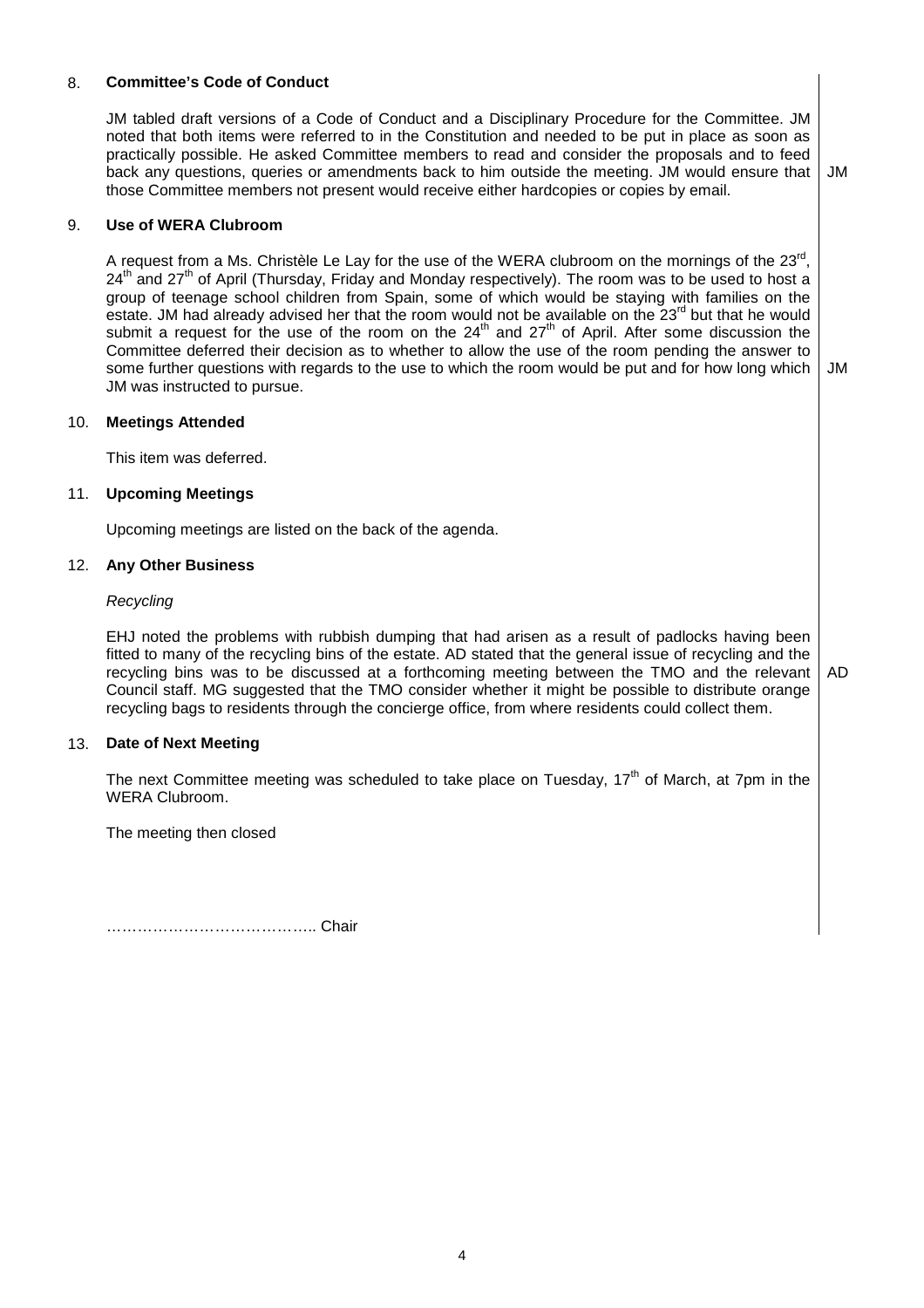## 8. Committee's Code of Conduct

JM tabled draft versions of a Code of Conduct and a Disciplinary Procedure for the Committee. JM noted that both items were referred to in the Constitution and needed to be put in place as soon as practically possible. He asked Committee members to read and consider the proposals and to feed back any questions, queries or amendments back to him outside the meeting. JM would ensure that those Committee members not present would receive either hardcopies or copies by email. **JM**

## 9. Use of WERA Clubroom

A request from a Ms. Christèle Le Lay for the use of the WERA clubroom on the mornings of the 23rd, 24th and 27th of April (Thursday, Friday and Monday respectively). The room was to be used to host a group of teenage school children from Spain, some of which would be staying with families on the estate. JM had already advised her that the room would not be available on the 23rd but that he would submit a request for the use of the room on the 24th and 27th of April. After some discussion the Committee deferred their decision as to whether to allow the use of the room pending the answer to some further questions with regards to the use to which the room would be put and for how long which JM was instructed to pursue. **JM**

## 10. Meetings Attended

This item was deferred.

## 11. Upcoming Meetings

Upcoming meetings are listed on the back of the agenda.

## 12. Any Other Business

*Recycling*

EHJ noted the problems with rubbish dumping that had arisen as a result of padlocks having been fitted to many of the recycling bins of the estate. AD stated that the general issue of recycling and the recycling bins was to be discussed at a forthcoming meeting between the TMO and the relevant Council staff. MG suggested that the TMO consider whether it might be possible to distribute orange recycling bags to residents through the concierge office, from where residents could collect them. **AD**

## 13. Date of Next Meeting

The next Committee meeting was scheduled to take place on Tuesday, 17th of March, at 7pm in the WERA Clubroom.

The meeting then closed

………………………………….. Chair